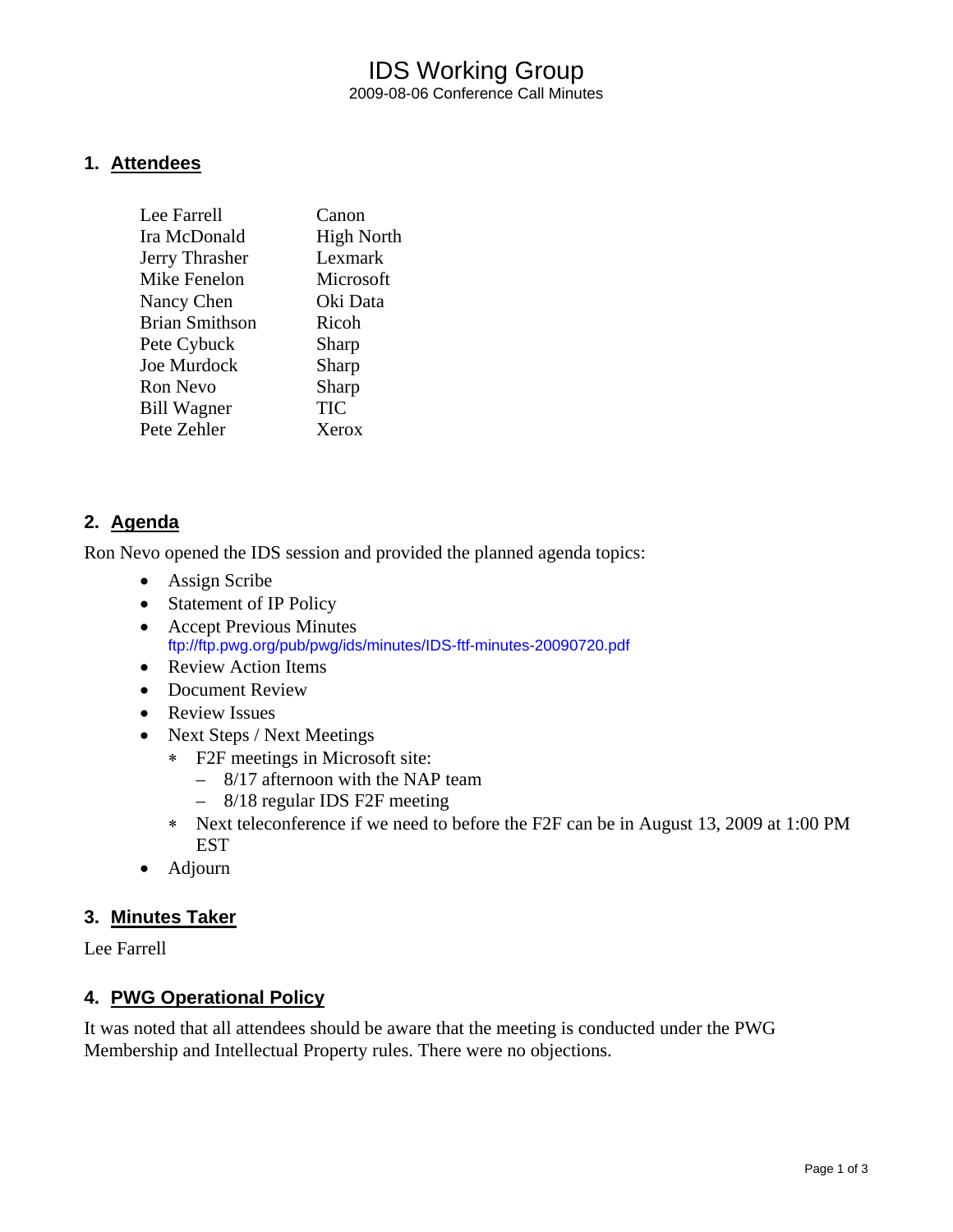# IDS Working Group

2009-08-06 Conference Call Minutes

## 1. Attendees

| | |
|---|---|
| Lee Farrell | Canon |
| Ira McDonald | High North |
| Jerry Thrasher | Lexmark |
| Mike Fenelon | Microsoft |
| Nancy Chen | Oki Data |
| Brian Smithson | Ricoh |
| Pete Cybuck | Sharp |
| Joe Murdock | Sharp |
| Ron Nevo | Sharp |
| Bill Wagner | TIC |
| Pete Zehler | Xerox |

## 2. Agenda

Ron Nevo opened the IDS session and provided the planned agenda topics:

- Assign Scribe
- Statement of IP Policy
- Accept Previous Minutes
  ftp://ftp.pwg.org/pub/pwg/ids/minutes/IDS-ftf-minutes-20090720.pdf
- Review Action Items
- Document Review
- Review Issues
- Next Steps / Next Meetings
  - F2F meetings in Microsoft site:
    - 8/17 afternoon with the NAP team
    - 8/18 regular IDS F2F meeting
  - Next teleconference if we need to before the F2F can be in August 13, 2009 at 1:00 PM EST
- Adjourn

## 3. Minutes Taker

Lee Farrell

## 4. PWG Operational Policy

It was noted that all attendees should be aware that the meeting is conducted under the PWG Membership and Intellectual Property rules. There were no objections.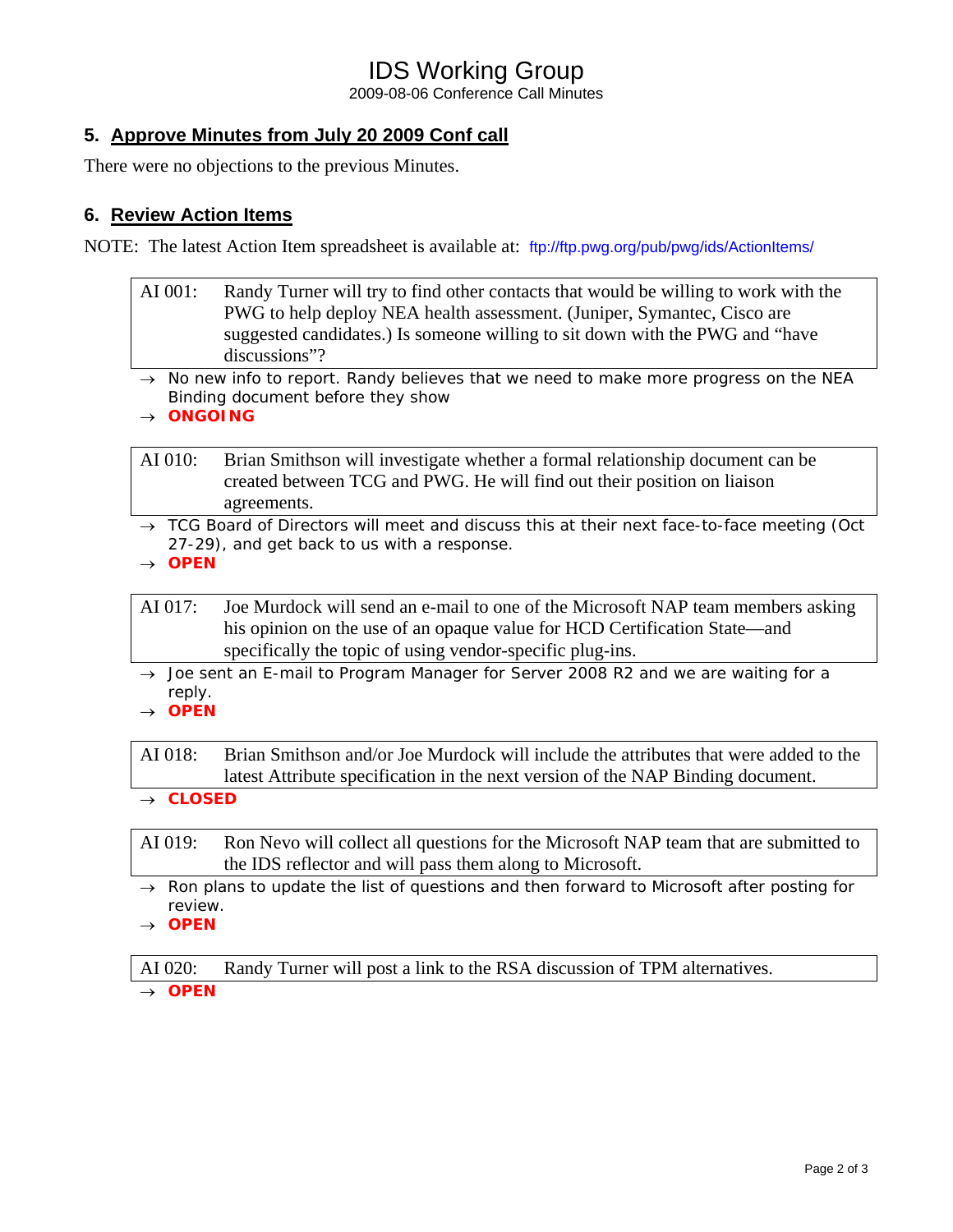## 5. Approve Minutes from July 20 2009 Conf call

There were no objections to the previous Minutes.

## 6. Review Action Items

NOTE: The latest Action Item spreadsheet is available at: ftp://ftp.pwg.org/pub/pwg/ids/ActionItems/

| AI 001: | Randy Turner will try to find other contacts that would be willing to work with the PWG to help deploy NEA health assessment. (Juniper, Symantec, Cisco are suggested candidates.) Is someone willing to sit down with the PWG and "have discussions"? |
|---|---|

→ No new info to report. Randy believes that we need to make more progress on the NEA Binding document before they show

→ **ONGOING**

| AI 010: | Brian Smithson will investigate whether a formal relationship document can be created between TCG and PWG. He will find out their position on liaison agreements. |
|---|---|

→ TCG Board of Directors will meet and discuss this at their next face-to-face meeting (Oct 27-29), and get back to us with a response.

→ **OPEN**

| AI 017: | Joe Murdock will send an e-mail to one of the Microsoft NAP team members asking his opinion on the use of an opaque value for HCD Certification State—and specifically the topic of using vendor-specific plug-ins. |
|---|---|

→ Joe sent an E-mail to Program Manager for Server 2008 R2 and we are waiting for a reply.

→ **OPEN**

| AI 018: | Brian Smithson and/or Joe Murdock will include the attributes that were added to the latest Attribute specification in the next version of the NAP Binding document. |
|---|---|

→ **CLOSED**

| AI 019: | Ron Nevo will collect all questions for the Microsoft NAP team that are submitted to the IDS reflector and will pass them along to Microsoft. |
|---|---|

→ Ron plans to update the list of questions and then forward to Microsoft after posting for review.

→ **OPEN**

| AI 020: | Randy Turner will post a link to the RSA discussion of TPM alternatives. |
|---|---|

→ **OPEN**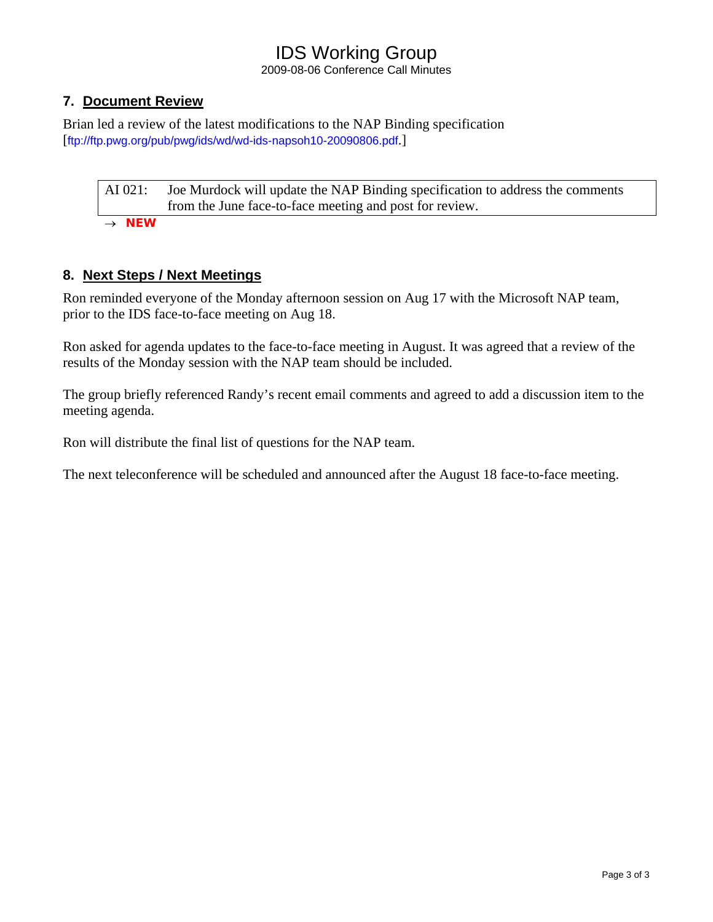## 7. Document Review

Brian led a review of the latest modifications to the NAP Binding specification [ftp://ftp.pwg.org/pub/pwg/ids/wd/wd-ids-napsoh10-20090806.pdf.]

| | |
|---|---|
| AI 021: | Joe Murdock will update the NAP Binding specification to address the comments from the June face-to-face meeting and post for review. |

→ **NEW**

## 8. Next Steps / Next Meetings

Ron reminded everyone of the Monday afternoon session on Aug 17 with the Microsoft NAP team, prior to the IDS face-to-face meeting on Aug 18.

Ron asked for agenda updates to the face-to-face meeting in August. It was agreed that a review of the results of the Monday session with the NAP team should be included.

The group briefly referenced Randy's recent email comments and agreed to add a discussion item to the meeting agenda.

Ron will distribute the final list of questions for the NAP team.

The next teleconference will be scheduled and announced after the August 18 face-to-face meeting.